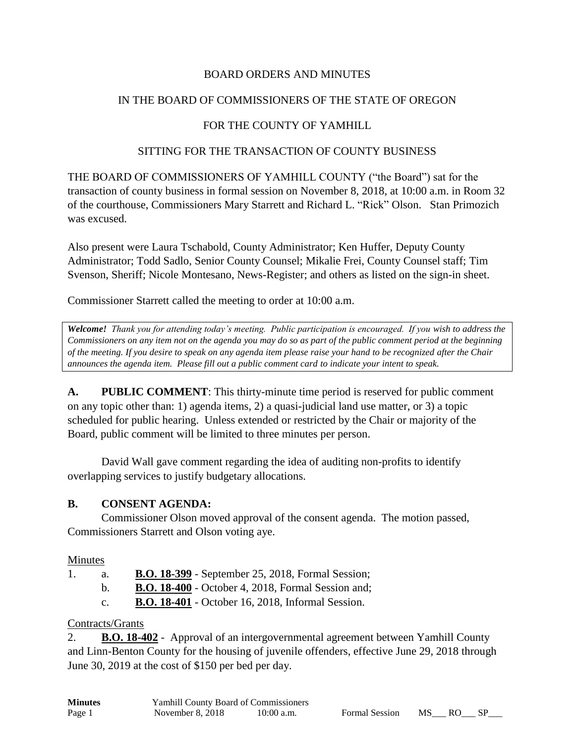BOARD ORDERS AND MINUTES

IN THE BOARD OF COMMISSIONERS OF THE STATE OF OREGON

FOR THE COUNTY OF YAMHILL

SITTING FOR THE TRANSACTION OF COUNTY BUSINESS

THE BOARD OF COMMISSIONERS OF YAMHILL COUNTY ("the Board") sat for the transaction of county business in formal session on November 8, 2018, at 10:00 a.m. in Room 32 of the courthouse, Commissioners Mary Starrett and Richard L. "Rick" Olson. Stan Primozich was excused.

Also present were Laura Tschabold, County Administrator; Ken Huffer, Deputy County Administrator; Todd Sadlo, Senior County Counsel; Mikalie Frei, County Counsel staff; Tim Svenson, Sheriff; Nicole Montesano, News-Register; and others as listed on the sign-in sheet.

Commissioner Starrett called the meeting to order at 10:00 a.m.

***Welcome!*** *Thank you for attending today's meeting. Public participation is encouraged. If you wish to address the Commissioners on any item not on the agenda you may do so as part of the public comment period at the beginning of the meeting. If you desire to speak on any agenda item please raise your hand to be recognized after the Chair announces the agenda item. Please fill out a public comment card to indicate your intent to speak.*

**A. PUBLIC COMMENT**: This thirty-minute time period is reserved for public comment on any topic other than: 1) agenda items, 2) a quasi-judicial land use matter, or 3) a topic scheduled for public hearing. Unless extended or restricted by the Chair or majority of the Board, public comment will be limited to three minutes per person.

David Wall gave comment regarding the idea of auditing non-profits to identify overlapping services to justify budgetary allocations.

**B. CONSENT AGENDA:**

Commissioner Olson moved approval of the consent agenda. The motion passed, Commissioners Starrett and Olson voting aye.

Minutes

1. a. **B.O. 18-399** - September 25, 2018, Formal Session;
   b. **B.O. 18-400** - October 4, 2018, Formal Session and;
   c. **B.O. 18-401** - October 16, 2018, Informal Session.

Contracts/Grants

2. **B.O. 18-402** - Approval of an intergovernmental agreement between Yamhill County and Linn-Benton County for the housing of juvenile offenders, effective June 29, 2018 through June 30, 2019 at the cost of $150 per bed per day.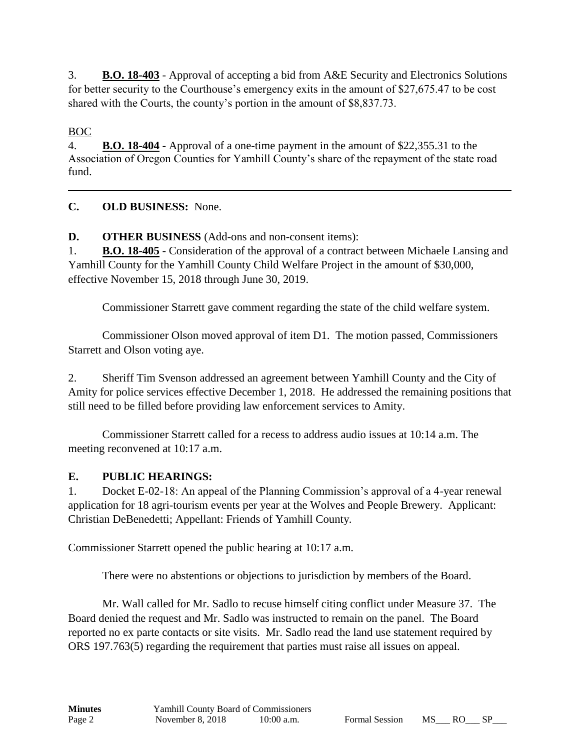3. **B.O. 18-403** - Approval of accepting a bid from A&E Security and Electronics Solutions for better security to the Courthouse's emergency exits in the amount of $27,675.47 to be cost shared with the Courts, the county's portion in the amount of $8,837.73.

BOC

4. **B.O. 18-404** - Approval of a one-time payment in the amount of $22,355.31 to the Association of Oregon Counties for Yamhill County's share of the repayment of the state road fund.

---

**C. OLD BUSINESS:** None.

**D. OTHER BUSINESS** (Add-ons and non-consent items):

1. **B.O. 18-405** - Consideration of the approval of a contract between Michaele Lansing and Yamhill County for the Yamhill County Child Welfare Project in the amount of $30,000, effective November 15, 2018 through June 30, 2019.

Commissioner Starrett gave comment regarding the state of the child welfare system.

Commissioner Olson moved approval of item D1. The motion passed, Commissioners Starrett and Olson voting aye.

2. Sheriff Tim Svenson addressed an agreement between Yamhill County and the City of Amity for police services effective December 1, 2018. He addressed the remaining positions that still need to be filled before providing law enforcement services to Amity.

Commissioner Starrett called for a recess to address audio issues at 10:14 a.m. The meeting reconvened at 10:17 a.m.

**E. PUBLIC HEARINGS:**

1. Docket E-02-18: An appeal of the Planning Commission's approval of a 4-year renewal application for 18 agri-tourism events per year at the Wolves and People Brewery. Applicant: Christian DeBenedetti; Appellant: Friends of Yamhill County.

Commissioner Starrett opened the public hearing at 10:17 a.m.

There were no abstentions or objections to jurisdiction by members of the Board.

Mr. Wall called for Mr. Sadlo to recuse himself citing conflict under Measure 37. The Board denied the request and Mr. Sadlo was instructed to remain on the panel. The Board reported no ex parte contacts or site visits. Mr. Sadlo read the land use statement required by ORS 197.763(5) regarding the requirement that parties must raise all issues on appeal.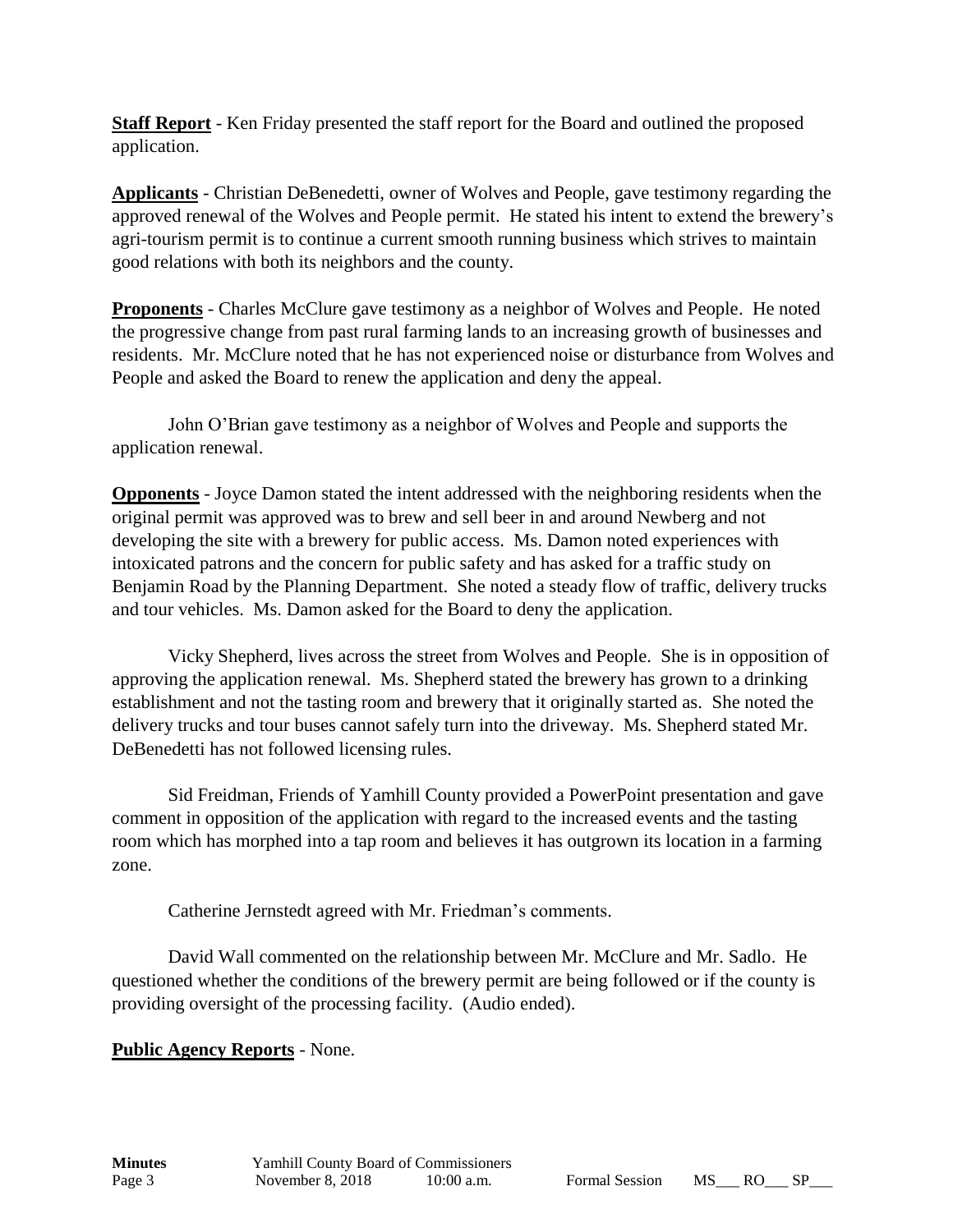**Staff Report** - Ken Friday presented the staff report for the Board and outlined the proposed application.

**Applicants** - Christian DeBenedetti, owner of Wolves and People, gave testimony regarding the approved renewal of the Wolves and People permit. He stated his intent to extend the brewery's agri-tourism permit is to continue a current smooth running business which strives to maintain good relations with both its neighbors and the county.

**Proponents** - Charles McClure gave testimony as a neighbor of Wolves and People. He noted the progressive change from past rural farming lands to an increasing growth of businesses and residents. Mr. McClure noted that he has not experienced noise or disturbance from Wolves and People and asked the Board to renew the application and deny the appeal.

John O'Brian gave testimony as a neighbor of Wolves and People and supports the application renewal.

**Opponents** - Joyce Damon stated the intent addressed with the neighboring residents when the original permit was approved was to brew and sell beer in and around Newberg and not developing the site with a brewery for public access. Ms. Damon noted experiences with intoxicated patrons and the concern for public safety and has asked for a traffic study on Benjamin Road by the Planning Department. She noted a steady flow of traffic, delivery trucks and tour vehicles. Ms. Damon asked for the Board to deny the application.

Vicky Shepherd, lives across the street from Wolves and People. She is in opposition of approving the application renewal. Ms. Shepherd stated the brewery has grown to a drinking establishment and not the tasting room and brewery that it originally started as. She noted the delivery trucks and tour buses cannot safely turn into the driveway. Ms. Shepherd stated Mr. DeBenedetti has not followed licensing rules.

Sid Freidman, Friends of Yamhill County provided a PowerPoint presentation and gave comment in opposition of the application with regard to the increased events and the tasting room which has morphed into a tap room and believes it has outgrown its location in a farming zone.

Catherine Jernstedt agreed with Mr. Friedman's comments.

David Wall commented on the relationship between Mr. McClure and Mr. Sadlo. He questioned whether the conditions of the brewery permit are being followed or if the county is providing oversight of the processing facility. (Audio ended).

**Public Agency Reports** - None.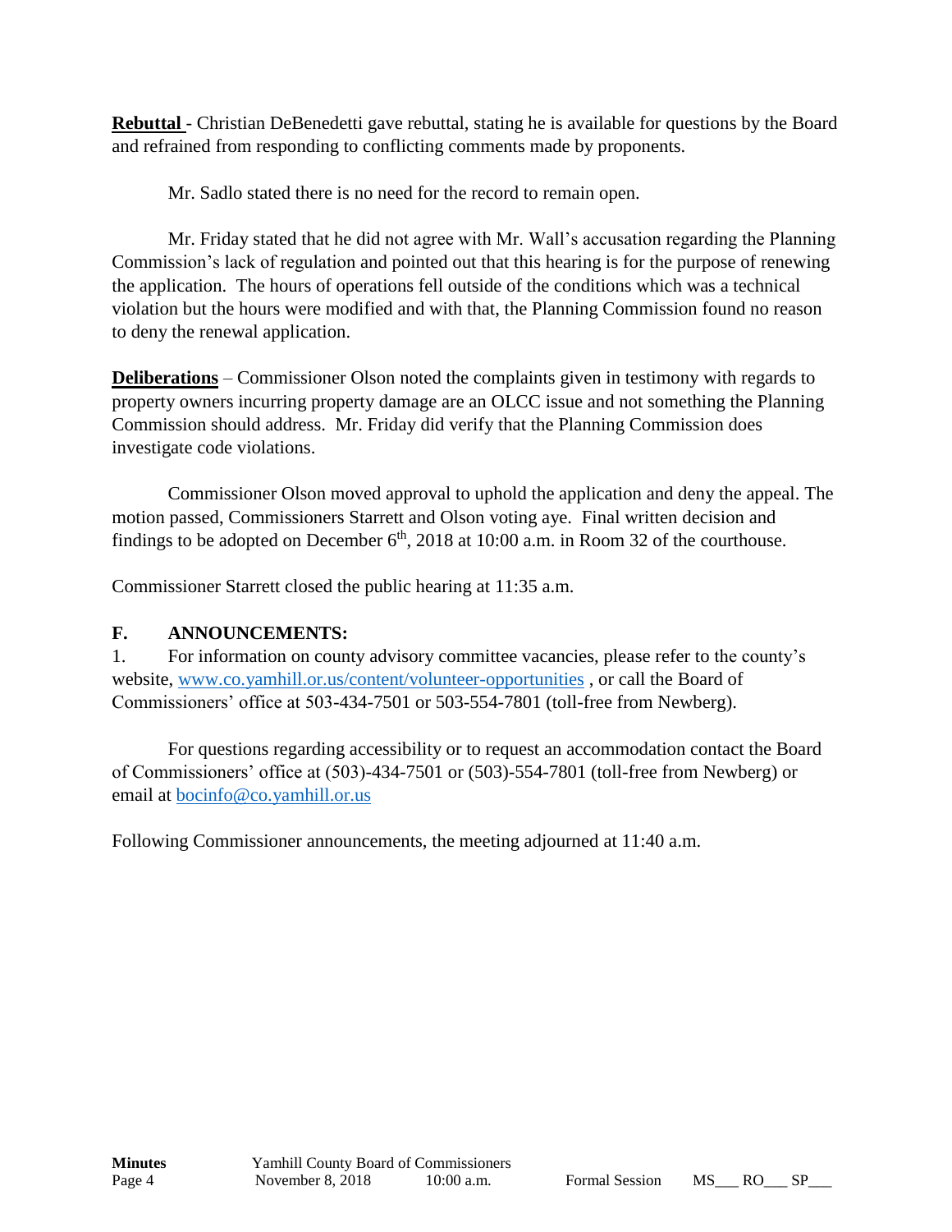**Rebuttal** - Christian DeBenedetti gave rebuttal, stating he is available for questions by the Board and refrained from responding to conflicting comments made by proponents.

Mr. Sadlo stated there is no need for the record to remain open.

Mr. Friday stated that he did not agree with Mr. Wall's accusation regarding the Planning Commission's lack of regulation and pointed out that this hearing is for the purpose of renewing the application. The hours of operations fell outside of the conditions which was a technical violation but the hours were modified and with that, the Planning Commission found no reason to deny the renewal application.

**Deliberations** – Commissioner Olson noted the complaints given in testimony with regards to property owners incurring property damage are an OLCC issue and not something the Planning Commission should address. Mr. Friday did verify that the Planning Commission does investigate code violations.

Commissioner Olson moved approval to uphold the application and deny the appeal. The motion passed, Commissioners Starrett and Olson voting aye. Final written decision and findings to be adopted on December 6th, 2018 at 10:00 a.m. in Room 32 of the courthouse.

Commissioner Starrett closed the public hearing at 11:35 a.m.

## F. ANNOUNCEMENTS:

1. For information on county advisory committee vacancies, please refer to the county's website, www.co.yamhill.or.us/content/volunteer-opportunities , or call the Board of Commissioners' office at 503-434-7501 or 503-554-7801 (toll-free from Newberg).

For questions regarding accessibility or to request an accommodation contact the Board of Commissioners' office at (503)-434-7501 or (503)-554-7801 (toll-free from Newberg) or email at bocinfo@co.yamhill.or.us

Following Commissioner announcements, the meeting adjourned at 11:40 a.m.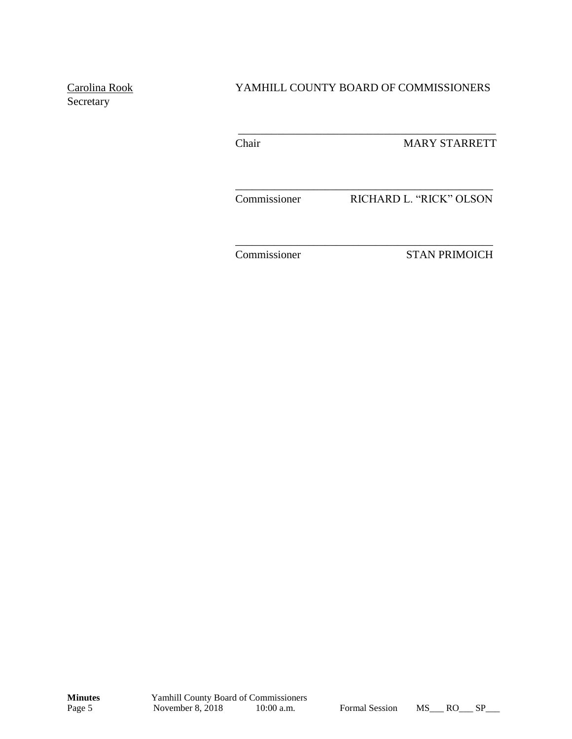Carolina Rook
Secretary

YAMHILL COUNTY BOARD OF COMMISSIONERS

\_\_\_\_\_\_\_\_\_\_\_\_\_\_\_\_\_\_\_\_\_\_\_\_\_\_\_\_\_\_\_\_\_\_\_\_\_\_\_\_\_\_\_\_

Chair MARY STARRETT

\_\_\_\_\_\_\_\_\_\_\_\_\_\_\_\_\_\_\_\_\_\_\_\_\_\_\_\_\_\_\_\_\_\_\_\_\_\_\_\_\_\_\_\_

Commissioner RICHARD L. "RICK" OLSON

\_\_\_\_\_\_\_\_\_\_\_\_\_\_\_\_\_\_\_\_\_\_\_\_\_\_\_\_\_\_\_\_\_\_\_\_\_\_\_\_\_\_\_\_

Commissioner STAN PRIMOICH